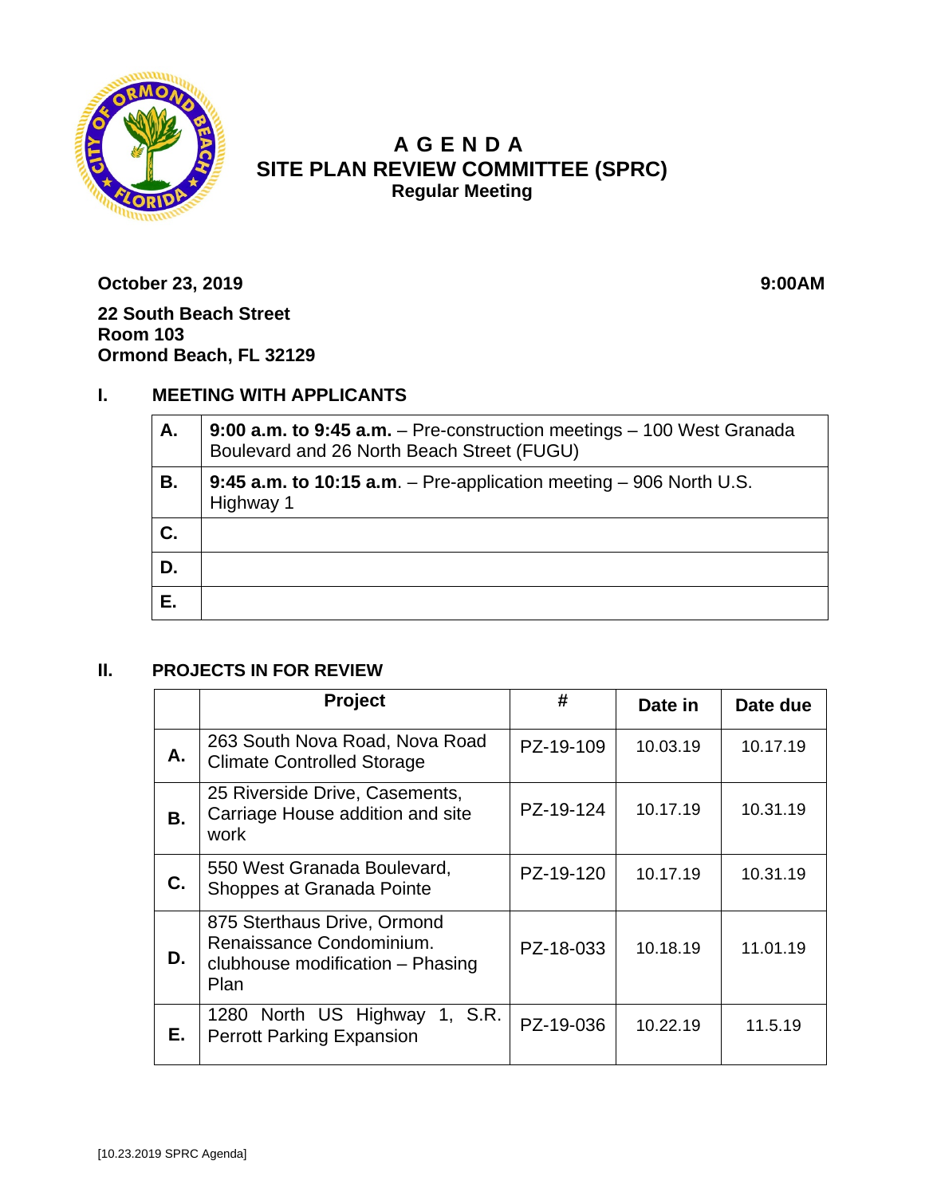# A G E N D A
## SITE PLAN REVIEW COMMITTEE (SPRC)
### Regular Meeting

**October 23, 2019** **9:00AM**

**22 South Beach Street**
**Room 103**
**Ormond Beach, FL 32129**

## I. MEETING WITH APPLICANTS

| | |
|---|---|
| **A.** | **9:00 a.m. to 9:45 a.m.** – Pre-construction meetings – 100 West Granada Boulevard and 26 North Beach Street (FUGU) |
| **B.** | **9:45 a.m. to 10:15 a.m**. – Pre-application meeting – 906 North U.S. Highway 1 |
| **C.** | |
| **D.** | |
| **E.** | |

## II. PROJECTS IN FOR REVIEW

| | Project | # | Date in | Date due |
|---|---|---|---|---|
| **A.** | 263 South Nova Road, Nova Road Climate Controlled Storage | PZ-19-109 | 10.03.19 | 10.17.19 |
| **B.** | 25 Riverside Drive, Casements, Carriage House addition and site work | PZ-19-124 | 10.17.19 | 10.31.19 |
| **C.** | 550 West Granada Boulevard, Shoppes at Granada Pointe | PZ-19-120 | 10.17.19 | 10.31.19 |
| **D.** | 875 Sterthaus Drive, Ormond Renaissance Condominium. clubhouse modification – Phasing Plan | PZ-18-033 | 10.18.19 | 11.01.19 |
| **E.** | 1280 North US Highway 1, S.R. Perrott Parking Expansion | PZ-19-036 | 10.22.19 | 11.5.19 |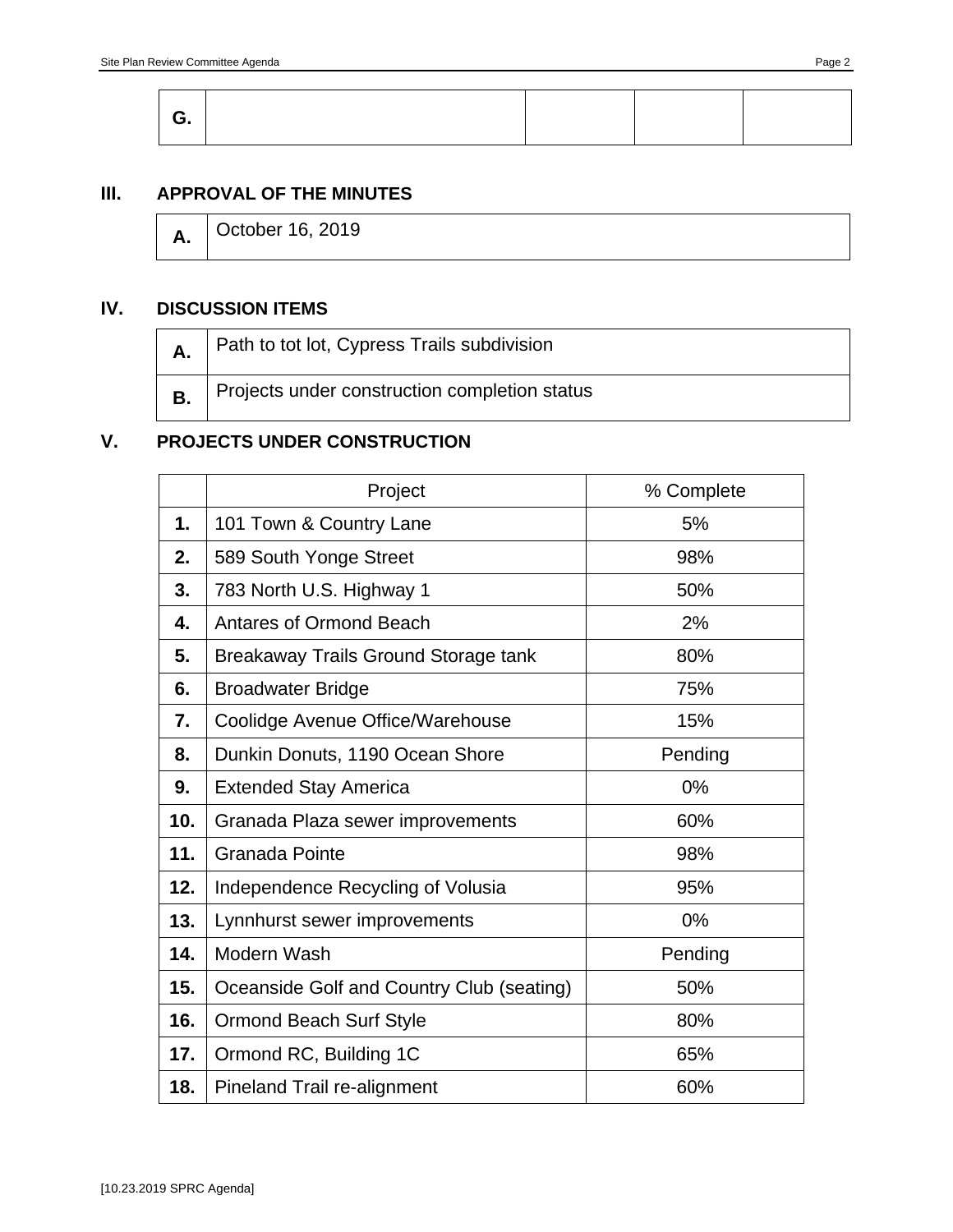| G. | | | | |
|---|---|---|---|---|

## III. APPROVAL OF THE MINUTES

| A. | October 16, 2019 |
|---|---|

## IV. DISCUSSION ITEMS

| A. | Path to tot lot, Cypress Trails subdivision |
|---|---|
| **B.** | Projects under construction completion status |

## V. PROJECTS UNDER CONSTRUCTION

| | Project | % Complete |
|---|---|---|
| **1.** | 101 Town & Country Lane | 5% |
| **2.** | 589 South Yonge Street | 98% |
| **3.** | 783 North U.S. Highway 1 | 50% |
| **4.** | Antares of Ormond Beach | 2% |
| **5.** | Breakaway Trails Ground Storage tank | 80% |
| **6.** | Broadwater Bridge | 75% |
| **7.** | Coolidge Avenue Office/Warehouse | 15% |
| **8.** | Dunkin Donuts, 1190 Ocean Shore | Pending |
| **9.** | Extended Stay America | 0% |
| **10.** | Granada Plaza sewer improvements | 60% |
| **11.** | Granada Pointe | 98% |
| **12.** | Independence Recycling of Volusia | 95% |
| **13.** | Lynnhurst sewer improvements | 0% |
| **14.** | Modern Wash | Pending |
| **15.** | Oceanside Golf and Country Club (seating) | 50% |
| **16.** | Ormond Beach Surf Style | 80% |
| **17.** | Ormond RC, Building 1C | 65% |
| **18.** | Pineland Trail re-alignment | 60% |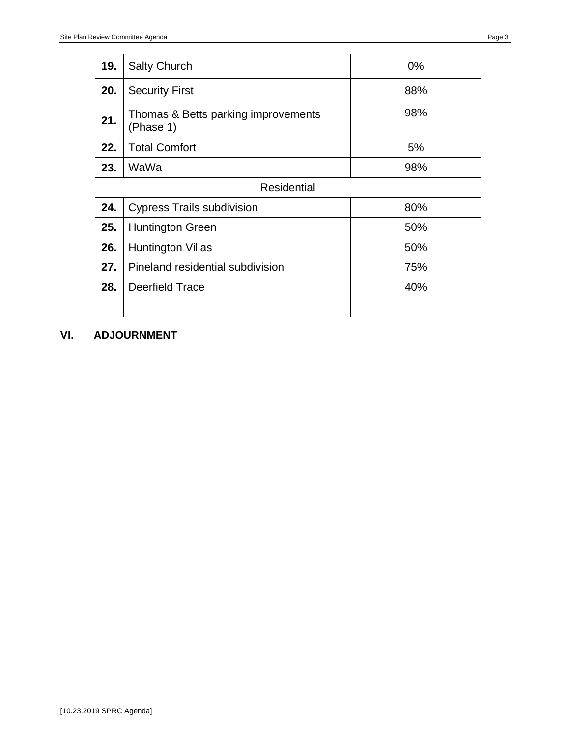| | | |
|---|---|---|
| **19.** | Salty Church | 0% |
| **20.** | Security First | 88% |
| **21.** | Thomas & Betts parking improvements (Phase 1) | 98% |
| **22.** | Total Comfort | 5% |
| **23.** | WaWa | 98% |
| Residential | | |
| **24.** | Cypress Trails subdivision | 80% |
| **25.** | Huntington Green | 50% |
| **26.** | Huntington Villas | 50% |
| **27.** | Pineland residential subdivision | 75% |
| **28.** | Deerfield Trace | 40% |
| | | |

## VI. ADJOURNMENT